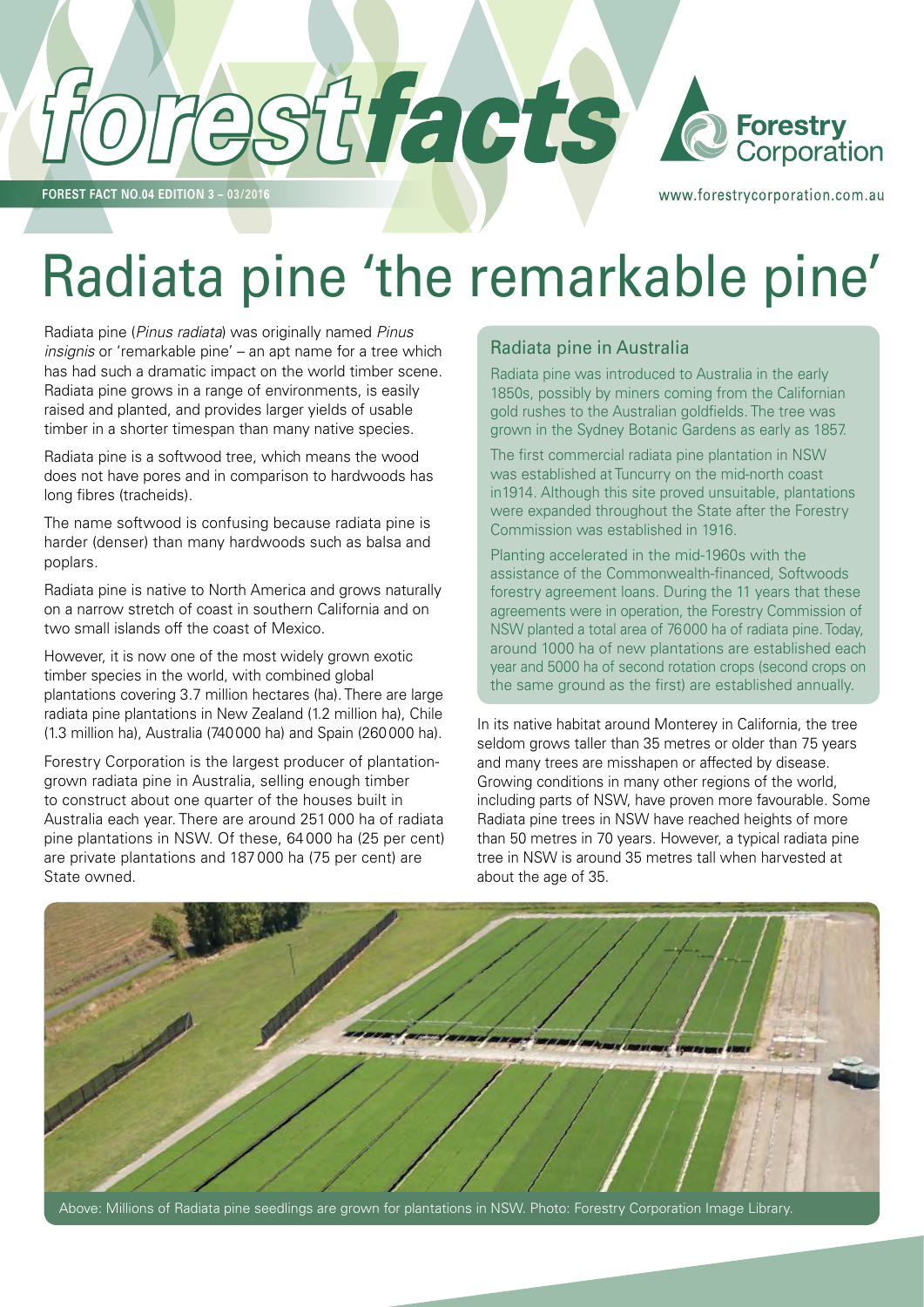# Radiata pine 'the remarkable pine'

Radiata pine (*Pinus radiata*) was originally named *Pinus insignis* or 'remarkable pine' – an apt name for a tree which has had such a dramatic impact on the world timber scene. Radiata pine grows in a range of environments, is easily raised and planted, and provides larger yields of usable timber in a shorter timespan than many native species.

Radiata pine is a softwood tree, which means the wood does not have pores and in comparison to hardwoods has long fibres (tracheids).

The name softwood is confusing because radiata pine is harder (denser) than many hardwoods such as balsa and poplars.

Radiata pine is native to North America and grows naturally on a narrow stretch of coast in southern California and on two small islands off the coast of Mexico.

However, it is now one of the most widely grown exotic timber species in the world, with combined global plantations covering 3.7 million hectares (ha). There are large radiata pine plantations in New Zealand (1.2 million ha), Chile (1.3 million ha), Australia (740 000 ha) and Spain (260 000 ha).

Forestry Corporation is the largest producer of plantation-grown radiata pine in Australia, selling enough timber to construct about one quarter of the houses built in Australia each year. There are around 251 000 ha of radiata pine plantations in NSW. Of these, 64 000 ha (25 per cent) are private plantations and 187 000 ha (75 per cent) are State owned.

## Radiata pine in Australia

Radiata pine was introduced to Australia in the early 1850s, possibly by miners coming from the Californian gold rushes to the Australian goldfields. The tree was grown in the Sydney Botanic Gardens as early as 1857.

The first commercial radiata pine plantation in NSW was established at Tuncurry on the mid-north coast in1914. Although this site proved unsuitable, plantations were expanded throughout the State after the Forestry Commission was established in 1916.

Planting accelerated in the mid-1960s with the assistance of the Commonwealth-financed, Softwoods forestry agreement loans. During the 11 years that these agreements were in operation, the Forestry Commission of NSW planted a total area of 76 000 ha of radiata pine. Today, around 1000 ha of new plantations are established each year and 5000 ha of second rotation crops (second crops on the same ground as the first) are established annually.

In its native habitat around Monterey in California, the tree seldom grows taller than 35 metres or older than 75 years and many trees are misshapen or affected by disease. Growing conditions in many other regions of the world, including parts of NSW, have proven more favourable. Some Radiata pine trees in NSW have reached heights of more than 50 metres in 70 years. However, a typical radiata pine tree in NSW is around 35 metres tall when harvested at about the age of 35.

Above: Millions of Radiata pine seedlings are grown for plantations in NSW. Photo: Forestry Corporation Image Library.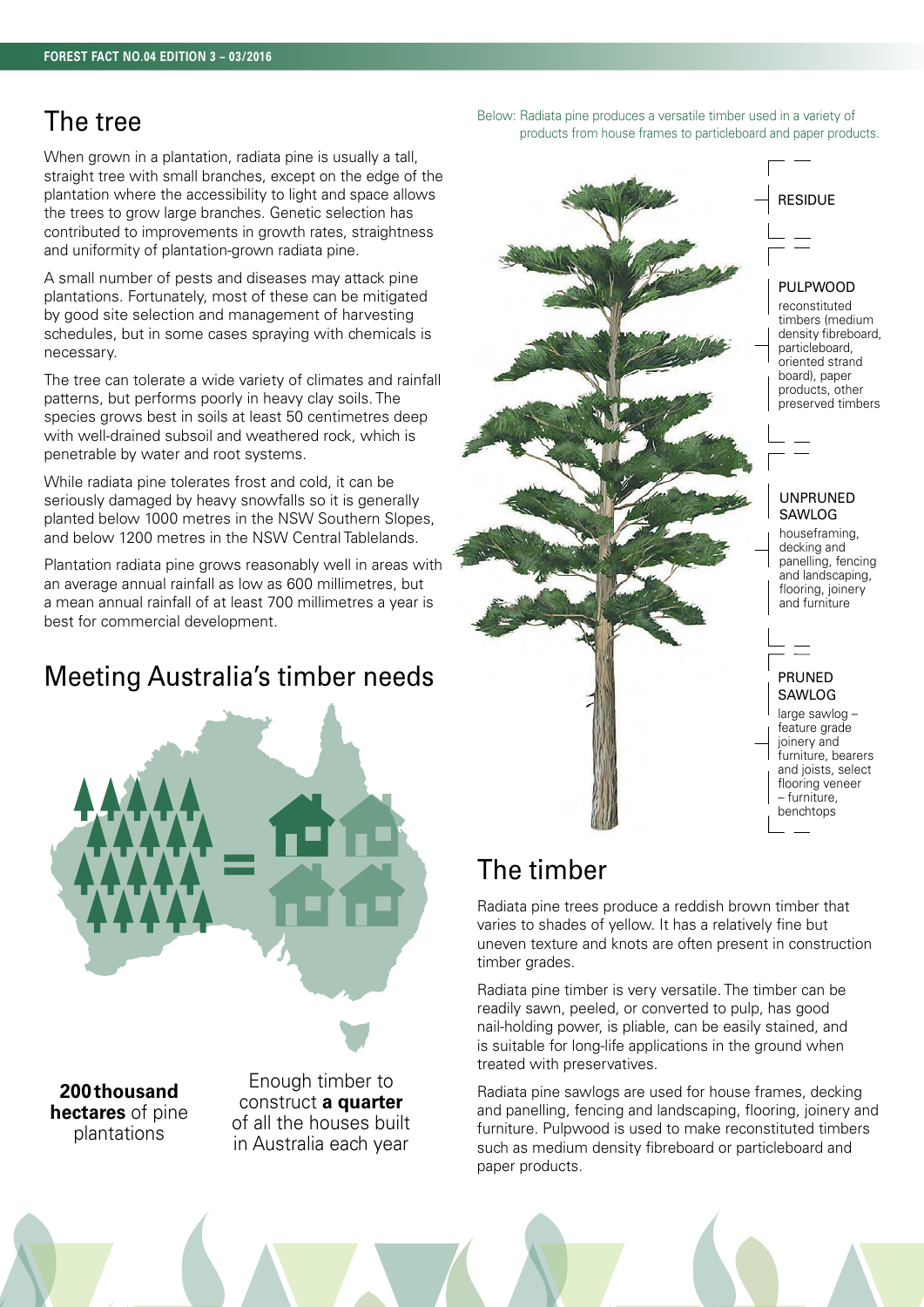## The tree

When grown in a plantation, radiata pine is usually a tall, straight tree with small branches, except on the edge of the plantation where the accessibility to light and space allows the trees to grow large branches. Genetic selection has contributed to improvements in growth rates, straightness and uniformity of plantation-grown radiata pine.

A small number of pests and diseases may attack pine plantations. Fortunately, most of these can be mitigated by good site selection and management of harvesting schedules, but in some cases spraying with chemicals is necessary.

The tree can tolerate a wide variety of climates and rainfall patterns, but performs poorly in heavy clay soils. The species grows best in soils at least 50 centimetres deep with well-drained subsoil and weathered rock, which is penetrable by water and root systems.

While radiata pine tolerates frost and cold, it can be seriously damaged by heavy snowfalls so it is generally planted below 1000 metres in the NSW Southern Slopes, and below 1200 metres in the NSW Central Tablelands.

Plantation radiata pine grows reasonably well in areas with an average annual rainfall as low as 600 millimetres, but a mean annual rainfall of at least 700 millimetres a year is best for commercial development.

## Meeting Australia's timber needs

**200 thousand hectares** of pine plantations

=

Enough timber to construct **a quarter** of all the houses built in Australia each year

Below: Radiata pine produces a versatile timber used in a variety of products from house frames to particleboard and paper products.

RESIDUE

PULPWOOD
reconstituted timbers (medium density fibreboard, particleboard, oriented strand board), paper products, other preserved timbers

UNPRUNED SAWLOG
houseframing, decking and panelling, fencing and landscaping, flooring, joinery and furniture

PRUNED SAWLOG
large sawlog – feature grade joinery and furniture, bearers and joists, select flooring veneer – furniture, benchtops

## The timber

Radiata pine trees produce a reddish brown timber that varies to shades of yellow. It has a relatively fine but uneven texture and knots are often present in construction timber grades.

Radiata pine timber is very versatile. The timber can be readily sawn, peeled, or converted to pulp, has good nail-holding power, is pliable, can be easily stained, and is suitable for long-life applications in the ground when treated with preservatives.

Radiata pine sawlogs are used for house frames, decking and panelling, fencing and landscaping, flooring, joinery and furniture. Pulpwood is used to make reconstituted timbers such as medium density fibreboard or particleboard and paper products.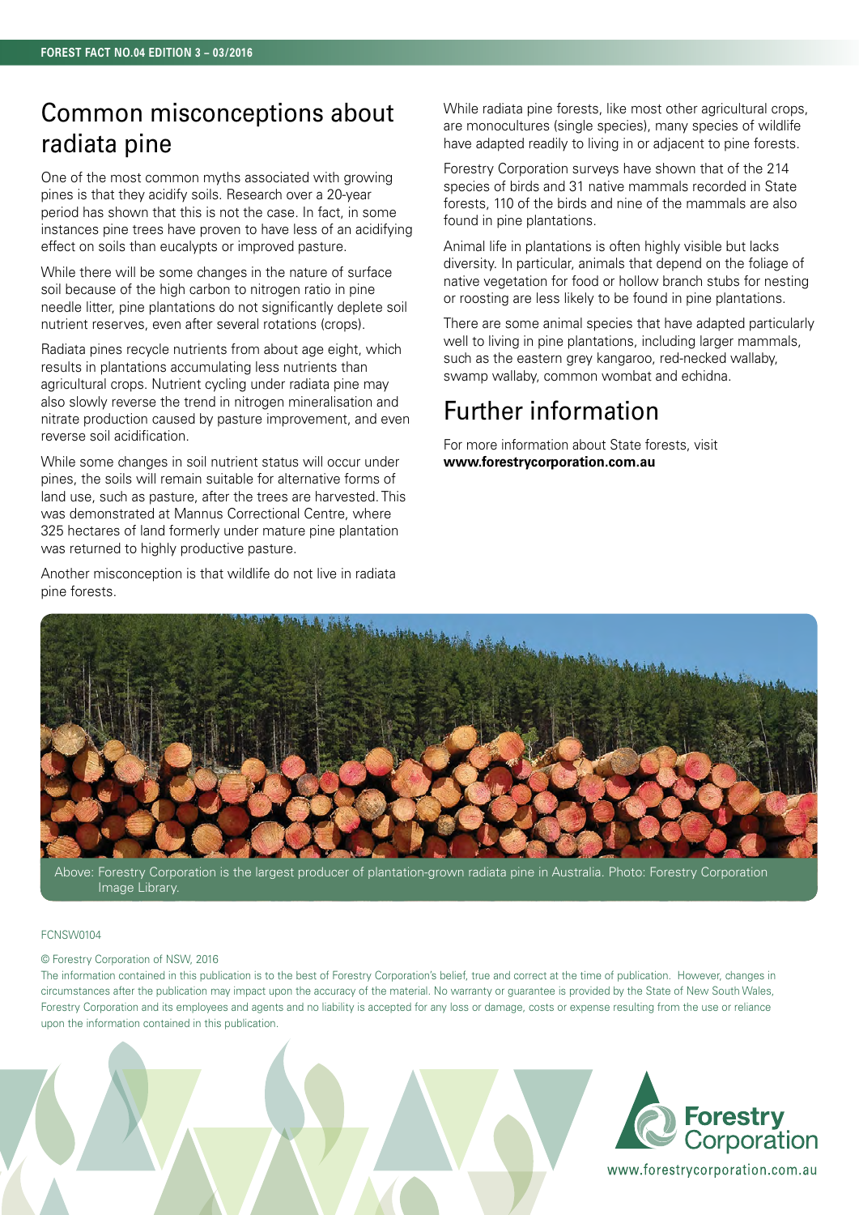## Common misconceptions about radiata pine

One of the most common myths associated with growing pines is that they acidify soils. Research over a 20-year period has shown that this is not the case. In fact, in some instances pine trees have proven to have less of an acidifying effect on soils than eucalypts or improved pasture.

While there will be some changes in the nature of surface soil because of the high carbon to nitrogen ratio in pine needle litter, pine plantations do not significantly deplete soil nutrient reserves, even after several rotations (crops).

Radiata pines recycle nutrients from about age eight, which results in plantations accumulating less nutrients than agricultural crops. Nutrient cycling under radiata pine may also slowly reverse the trend in nitrogen mineralisation and nitrate production caused by pasture improvement, and even reverse soil acidification.

While some changes in soil nutrient status will occur under pines, the soils will remain suitable for alternative forms of land use, such as pasture, after the trees are harvested. This was demonstrated at Mannus Correctional Centre, where 325 hectares of land formerly under mature pine plantation was returned to highly productive pasture.

Another misconception is that wildlife do not live in radiata pine forests.

While radiata pine forests, like most other agricultural crops, are monocultures (single species), many species of wildlife have adapted readily to living in or adjacent to pine forests.

Forestry Corporation surveys have shown that of the 214 species of birds and 31 native mammals recorded in State forests, 110 of the birds and nine of the mammals are also found in pine plantations.

Animal life in plantations is often highly visible but lacks diversity. In particular, animals that depend on the foliage of native vegetation for food or hollow branch stubs for nesting or roosting are less likely to be found in pine plantations.

There are some animal species that have adapted particularly well to living in pine plantations, including larger mammals, such as the eastern grey kangaroo, red-necked wallaby, swamp wallaby, common wombat and echidna.

## Further information

For more information about State forests, visit **www.forestrycorporation.com.au**

Above: Forestry Corporation is the largest producer of plantation-grown radiata pine in Australia. Photo: Forestry Corporation Image Library.

FCNSW0104

© Forestry Corporation of NSW, 2016

The information contained in this publication is to the best of Forestry Corporation's belief, true and correct at the time of publication. However, changes in circumstances after the publication may impact upon the accuracy of the material. No warranty or guarantee is provided by the State of New South Wales, Forestry Corporation and its employees and agents and no liability is accepted for any loss or damage, costs or expense resulting from the use or reliance upon the information contained in this publication.

Forestry Corporation

www.forestrycorporation.com.au